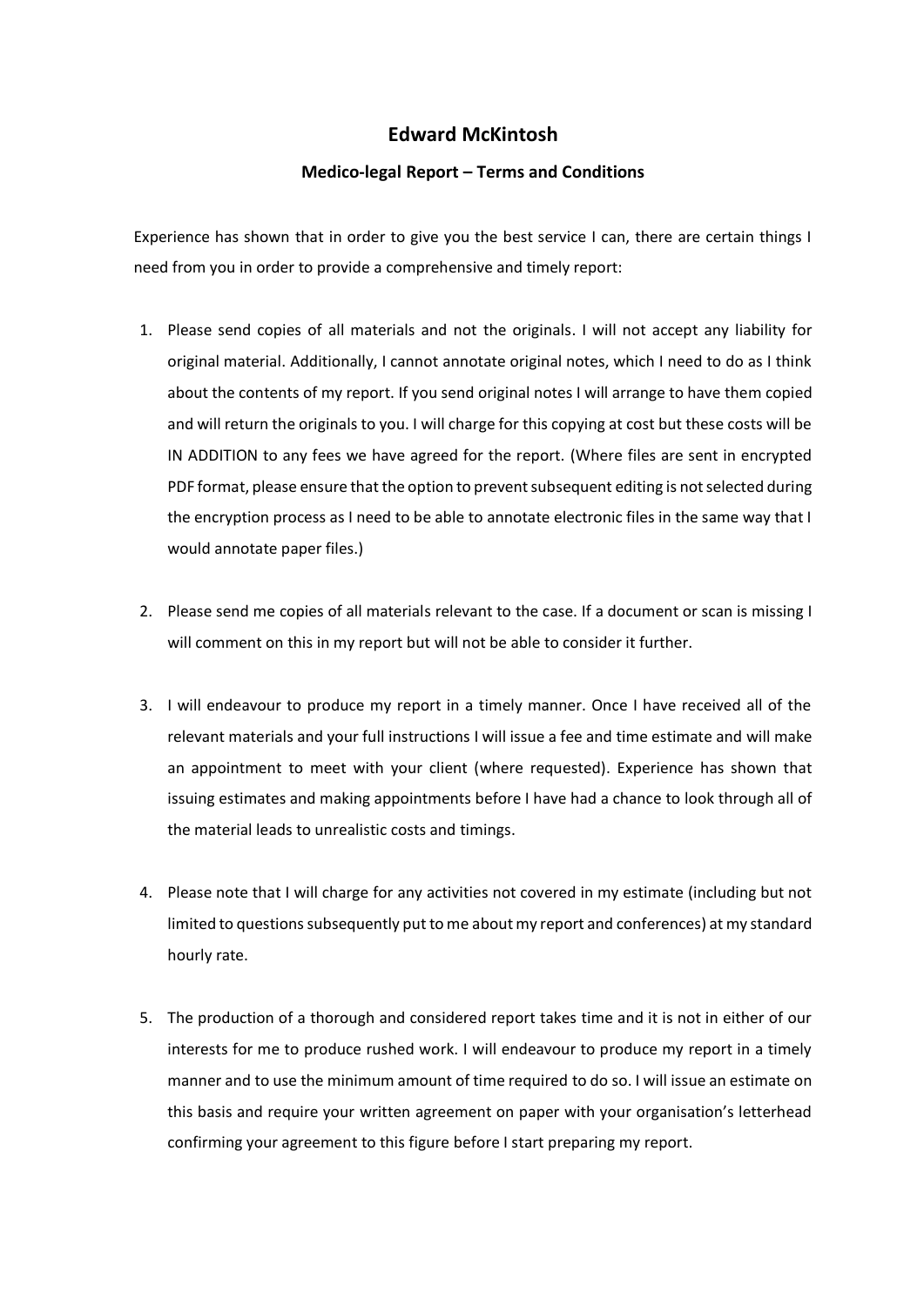# Edward McKintosh

## Medico-legal Report – Terms and Conditions

Experience has shown that in order to give you the best service I can, there are certain things I need from you in order to provide a comprehensive and timely report:

1. Please send copies of all materials and not the originals. I will not accept any liability for original material. Additionally, I cannot annotate original notes, which I need to do as I think about the contents of my report. If you send original notes I will arrange to have them copied and will return the originals to you. I will charge for this copying at cost but these costs will be IN ADDITION to any fees we have agreed for the report. (Where files are sent in encrypted PDF format, please ensure that the option to prevent subsequent editing is not selected during the encryption process as I need to be able to annotate electronic files in the same way that I would annotate paper files.)

2. Please send me copies of all materials relevant to the case. If a document or scan is missing I will comment on this in my report but will not be able to consider it further.

3. I will endeavour to produce my report in a timely manner. Once I have received all of the relevant materials and your full instructions I will issue a fee and time estimate and will make an appointment to meet with your client (where requested). Experience has shown that issuing estimates and making appointments before I have had a chance to look through all of the material leads to unrealistic costs and timings.

4. Please note that I will charge for any activities not covered in my estimate (including but not limited to questions subsequently put to me about my report and conferences) at my standard hourly rate.

5. The production of a thorough and considered report takes time and it is not in either of our interests for me to produce rushed work. I will endeavour to produce my report in a timely manner and to use the minimum amount of time required to do so. I will issue an estimate on this basis and require your written agreement on paper with your organisation's letterhead confirming your agreement to this figure before I start preparing my report.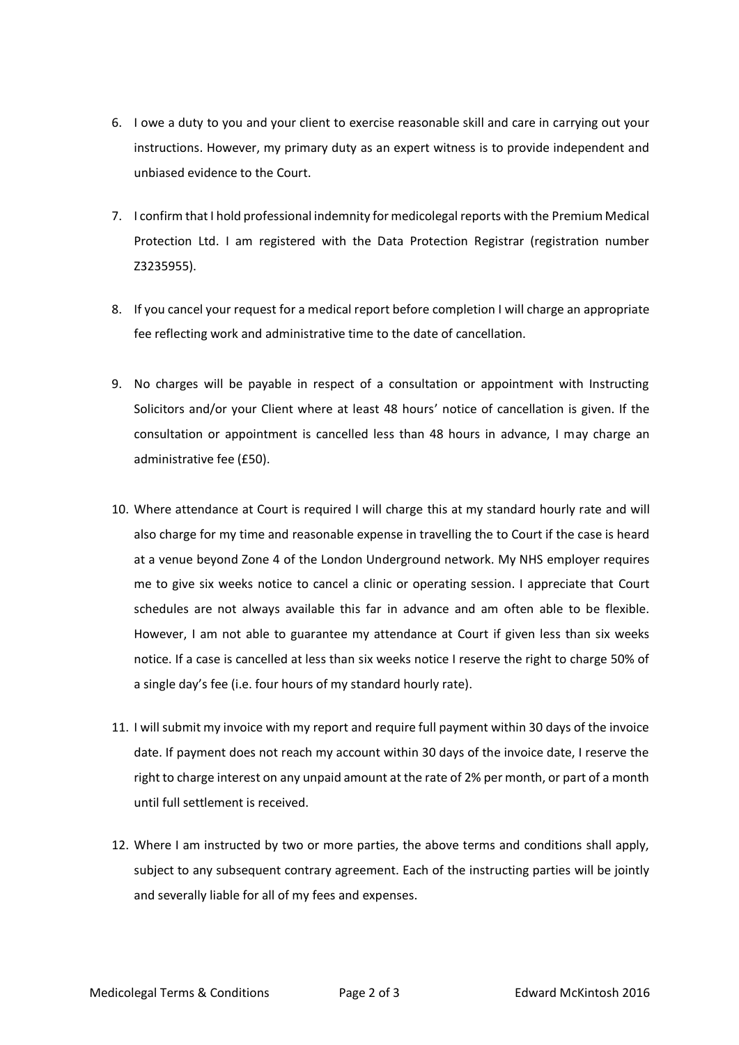6. I owe a duty to you and your client to exercise reasonable skill and care in carrying out your instructions. However, my primary duty as an expert witness is to provide independent and unbiased evidence to the Court.

7. I confirm that I hold professional indemnity for medicolegal reports with the Premium Medical Protection Ltd. I am registered with the Data Protection Registrar (registration number Z3235955).

8. If you cancel your request for a medical report before completion I will charge an appropriate fee reflecting work and administrative time to the date of cancellation.

9. No charges will be payable in respect of a consultation or appointment with Instructing Solicitors and/or your Client where at least 48 hours' notice of cancellation is given. If the consultation or appointment is cancelled less than 48 hours in advance, I may charge an administrative fee (£50).

10. Where attendance at Court is required I will charge this at my standard hourly rate and will also charge for my time and reasonable expense in travelling the to Court if the case is heard at a venue beyond Zone 4 of the London Underground network. My NHS employer requires me to give six weeks notice to cancel a clinic or operating session. I appreciate that Court schedules are not always available this far in advance and am often able to be flexible. However, I am not able to guarantee my attendance at Court if given less than six weeks notice. If a case is cancelled at less than six weeks notice I reserve the right to charge 50% of a single day's fee (i.e. four hours of my standard hourly rate).

11. I will submit my invoice with my report and require full payment within 30 days of the invoice date. If payment does not reach my account within 30 days of the invoice date, I reserve the right to charge interest on any unpaid amount at the rate of 2% per month, or part of a month until full settlement is received.

12. Where I am instructed by two or more parties, the above terms and conditions shall apply, subject to any subsequent contrary agreement. Each of the instructing parties will be jointly and severally liable for all of my fees and expenses.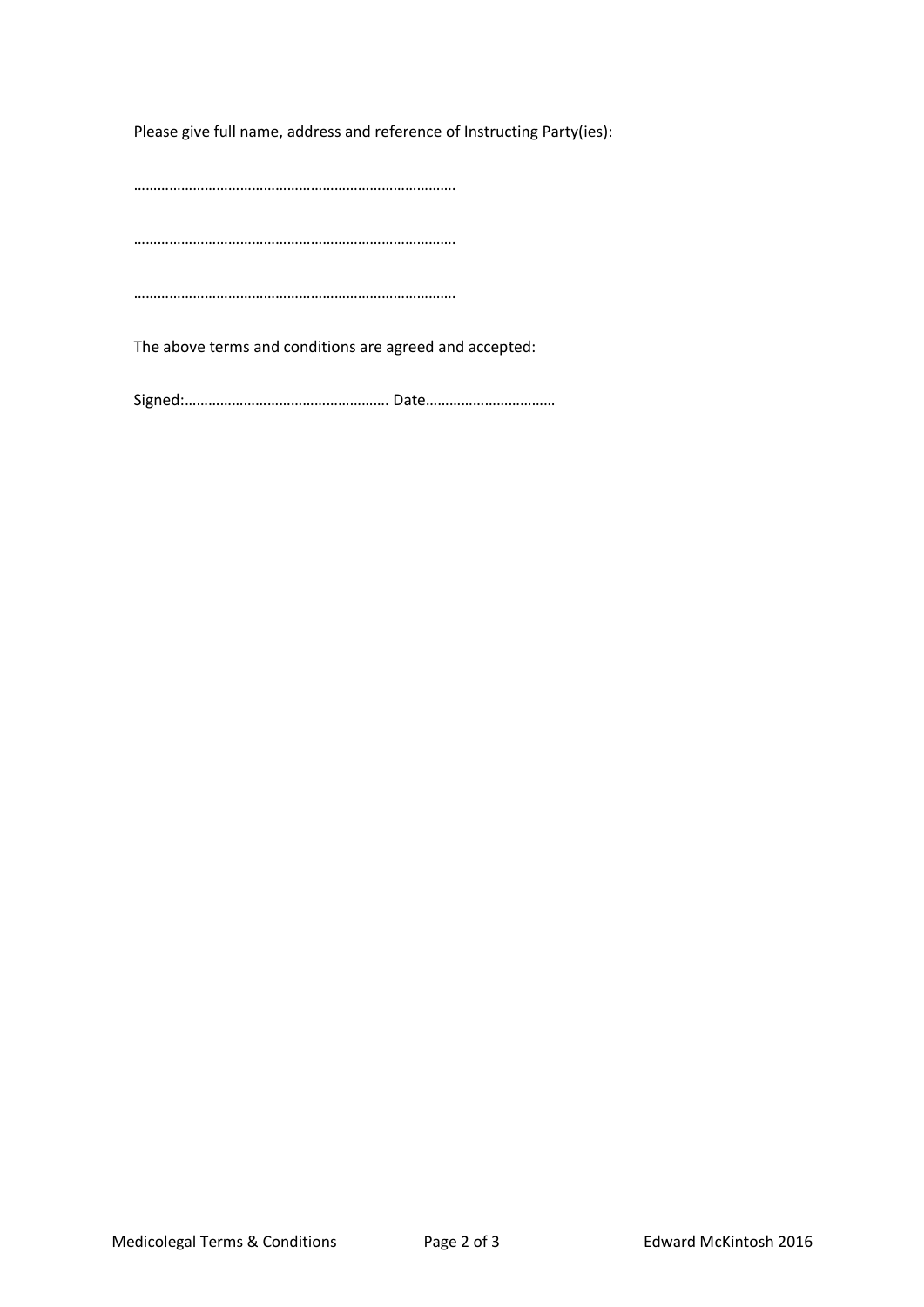Please give full name, address and reference of Instructing Party(ies):

……………………………………………………………………….

……………………………………………………………………….

……………………………………………………………………….

The above terms and conditions are agreed and accepted:

Signed:……………………………………………. Date……………………………